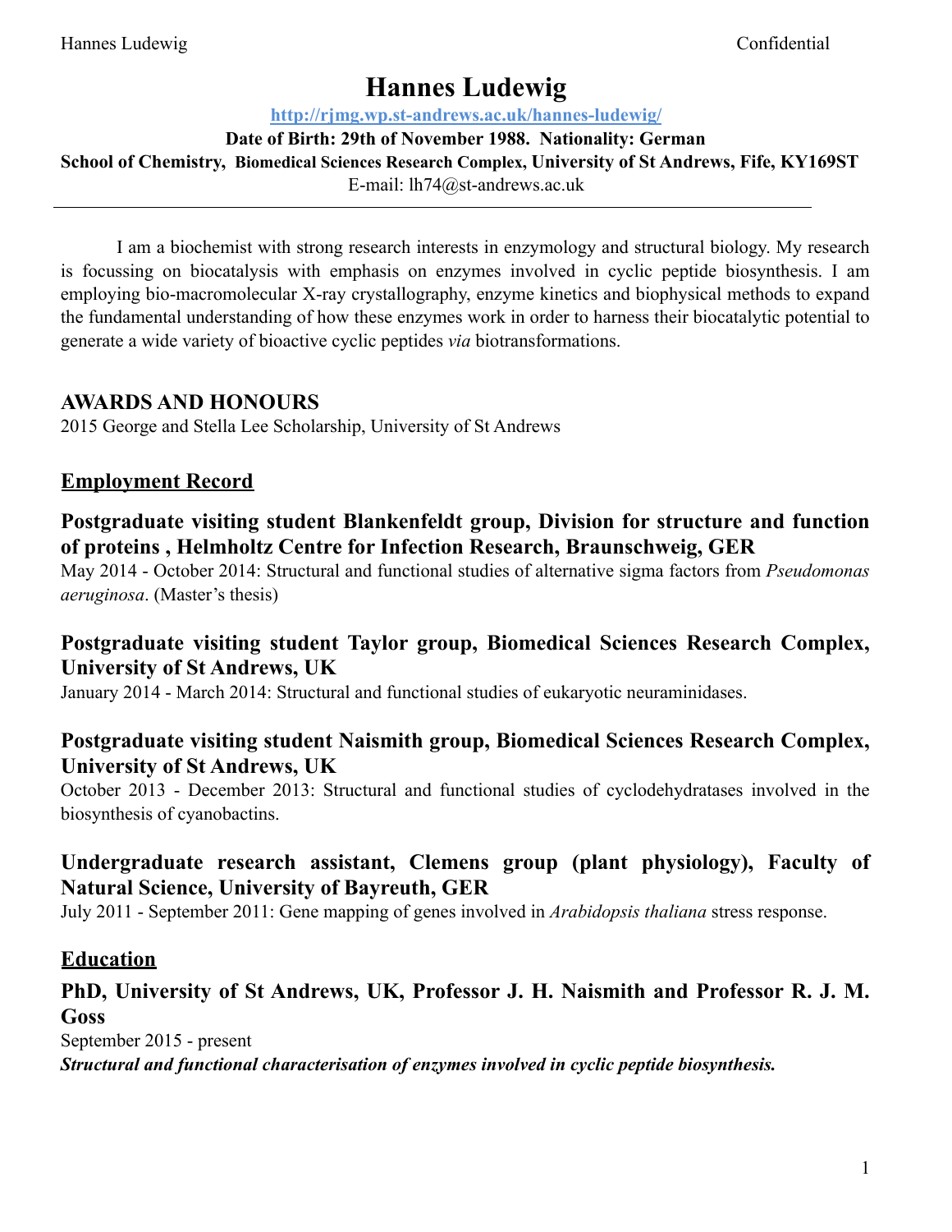# Hannes Ludewig

**http://rjmg.wp.st-andrews.ac.uk/hannes-ludewig/**

**Date of Birth: 29th of November 1988. Nationality: German**

**School of Chemistry, Biomedical Sciences Research Complex, University of St Andrews, Fife, KY169ST**

E-mail: lh74@st-andrews.ac.uk

---

I am a biochemist with strong research interests in enzymology and structural biology. My research is focussing on biocatalysis with emphasis on enzymes involved in cyclic peptide biosynthesis. I am employing bio-macromolecular X-ray crystallography, enzyme kinetics and biophysical methods to expand the fundamental understanding of how these enzymes work in order to harness their biocatalytic potential to generate a wide variety of bioactive cyclic peptides *via* biotransformations.

## AWARDS AND HONOURS

2015 George and Stella Lee Scholarship, University of St Andrews

## Employment Record

### Postgraduate visiting student Blankenfeldt group, Division for structure and function of proteins , Helmholtz Centre for Infection Research, Braunschweig, GER

May 2014 - October 2014: Structural and functional studies of alternative sigma factors from *Pseudomonas aeruginosa*. (Master's thesis)

### Postgraduate visiting student Taylor group, Biomedical Sciences Research Complex, University of St Andrews, UK

January 2014 - March 2014: Structural and functional studies of eukaryotic neuraminidases.

### Postgraduate visiting student Naismith group, Biomedical Sciences Research Complex, University of St Andrews, UK

October 2013 - December 2013: Structural and functional studies of cyclodehydratases involved in the biosynthesis of cyanobactins.

### Undergraduate research assistant, Clemens group (plant physiology), Faculty of Natural Science, University of Bayreuth, GER

July 2011 - September 2011: Gene mapping of genes involved in *Arabidopsis thaliana* stress response.

## Education

### PhD, University of St Andrews, UK, Professor J. H. Naismith and Professor R. J. M. Goss

September 2015 - present

***Structural and functional characterisation of enzymes involved in cyclic peptide biosynthesis.***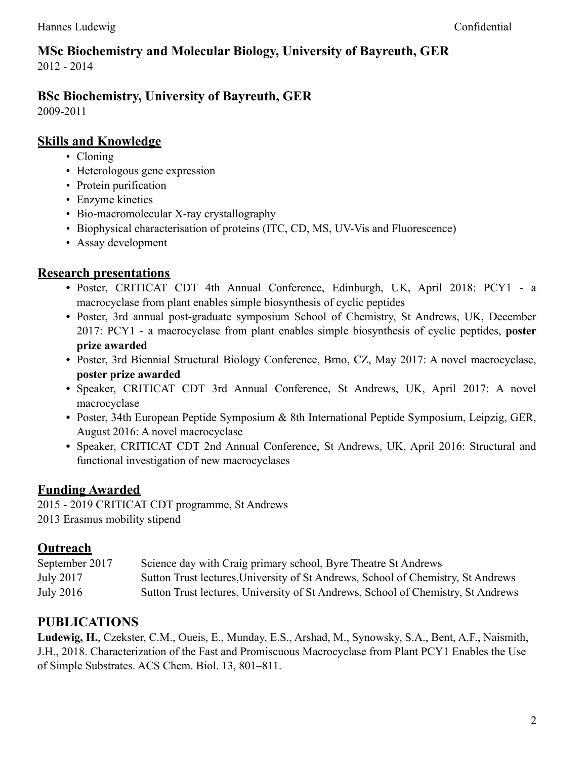### MSc Biochemistry and Molecular Biology, University of Bayreuth, GER

2012 - 2014

### BSc Biochemistry, University of Bayreuth, GER

2009-2011

## Skills and Knowledge

- Cloning
- Heterologous gene expression
- Protein purification
- Enzyme kinetics
- Bio-macromolecular X-ray crystallography
- Biophysical characterisation of proteins (ITC, CD, MS, UV-Vis and Fluorescence)
- Assay development

## Research presentations

- Poster, CRITICAT CDT 4th Annual Conference, Edinburgh, UK, April 2018: PCY1 - a macrocyclase from plant enables simple biosynthesis of cyclic peptides
- Poster, 3rd annual post-graduate symposium School of Chemistry, St Andrews, UK, December 2017: PCY1 - a macrocyclase from plant enables simple biosynthesis of cyclic peptides, **poster prize awarded**
- Poster, 3rd Biennial Structural Biology Conference, Brno, CZ, May 2017: A novel macrocyclase, **poster prize awarded**
- Speaker, CRITICAT CDT 3rd Annual Conference, St Andrews, UK, April 2017: A novel macrocyclase
- Poster, 34th European Peptide Symposium & 8th International Peptide Symposium, Leipzig, GER, August 2016: A novel macrocyclase
- Speaker, CRITICAT CDT 2nd Annual Conference, St Andrews, UK, April 2016: Structural and functional investigation of new macrocyclases

## Funding Awarded

2015 - 2019 CRITICAT CDT programme, St Andrews
2013 Erasmus mobility stipend

## Outreach

| | |
|---|---|
| September 2017 | Science day with Craig primary school, Byre Theatre St Andrews |
| July 2017 | Sutton Trust lectures,University of St Andrews, School of Chemistry, St Andrews |
| July 2016 | Sutton Trust lectures, University of St Andrews, School of Chemistry, St Andrews |

## PUBLICATIONS

**Ludewig, H.**, Czekster, C.M., Oueis, E., Munday, E.S., Arshad, M., Synowsky, S.A., Bent, A.F., Naismith, J.H., 2018. Characterization of the Fast and Promiscuous Macrocyclase from Plant PCY1 Enables the Use of Simple Substrates. ACS Chem. Biol. 13, 801–811.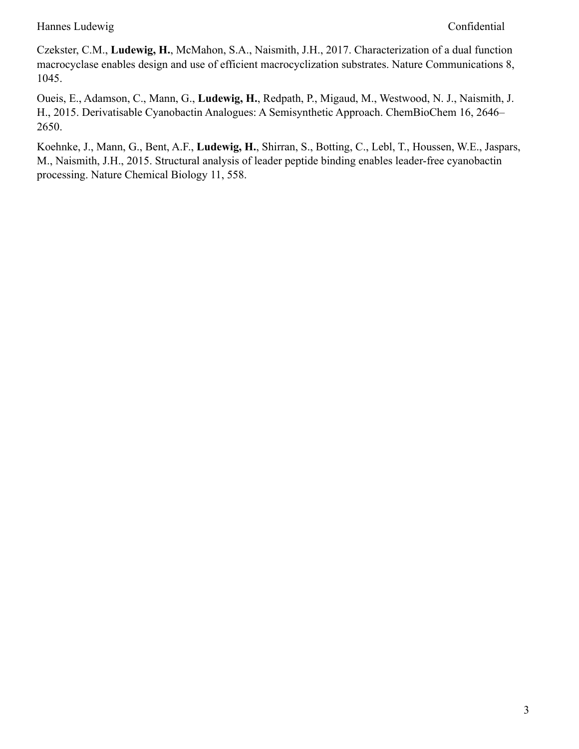Czekster, C.M., **Ludewig, H.**, McMahon, S.A., Naismith, J.H., 2017. Characterization of a dual function macrocyclase enables design and use of efficient macrocyclization substrates. Nature Communications 8, 1045.

Oueis, E., Adamson, C., Mann, G., **Ludewig, H.**, Redpath, P., Migaud, M., Westwood, N. J., Naismith, J. H., 2015. Derivatisable Cyanobactin Analogues: A Semisynthetic Approach. ChemBioChem 16, 2646–2650.

Koehnke, J., Mann, G., Bent, A.F., **Ludewig, H.**, Shirran, S., Botting, C., Lebl, T., Houssen, W.E., Jaspars, M., Naismith, J.H., 2015. Structural analysis of leader peptide binding enables leader-free cyanobactin processing. Nature Chemical Biology 11, 558.